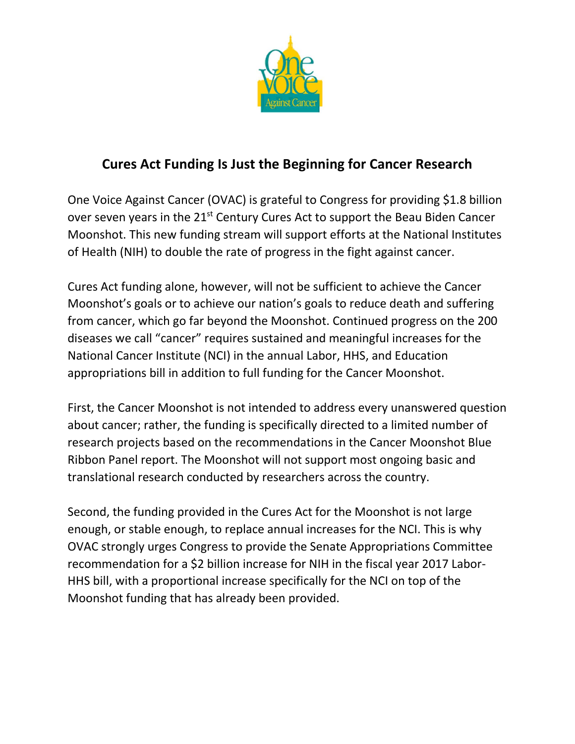# Cures Act Funding Is Just the Beginning for Cancer Research

One Voice Against Cancer (OVAC) is grateful to Congress for providing $1.8 billion over seven years in the 21st Century Cures Act to support the Beau Biden Cancer Moonshot. This new funding stream will support efforts at the National Institutes of Health (NIH) to double the rate of progress in the fight against cancer.

Cures Act funding alone, however, will not be sufficient to achieve the Cancer Moonshot's goals or to achieve our nation's goals to reduce death and suffering from cancer, which go far beyond the Moonshot. Continued progress on the 200 diseases we call "cancer" requires sustained and meaningful increases for the National Cancer Institute (NCI) in the annual Labor, HHS, and Education appropriations bill in addition to full funding for the Cancer Moonshot.

First, the Cancer Moonshot is not intended to address every unanswered question about cancer; rather, the funding is specifically directed to a limited number of research projects based on the recommendations in the Cancer Moonshot Blue Ribbon Panel report. The Moonshot will not support most ongoing basic and translational research conducted by researchers across the country.

Second, the funding provided in the Cures Act for the Moonshot is not large enough, or stable enough, to replace annual increases for the NCI. This is why OVAC strongly urges Congress to provide the Senate Appropriations Committee recommendation for a $2 billion increase for NIH in the fiscal year 2017 Labor-HHS bill, with a proportional increase specifically for the NCI on top of the Moonshot funding that has already been provided.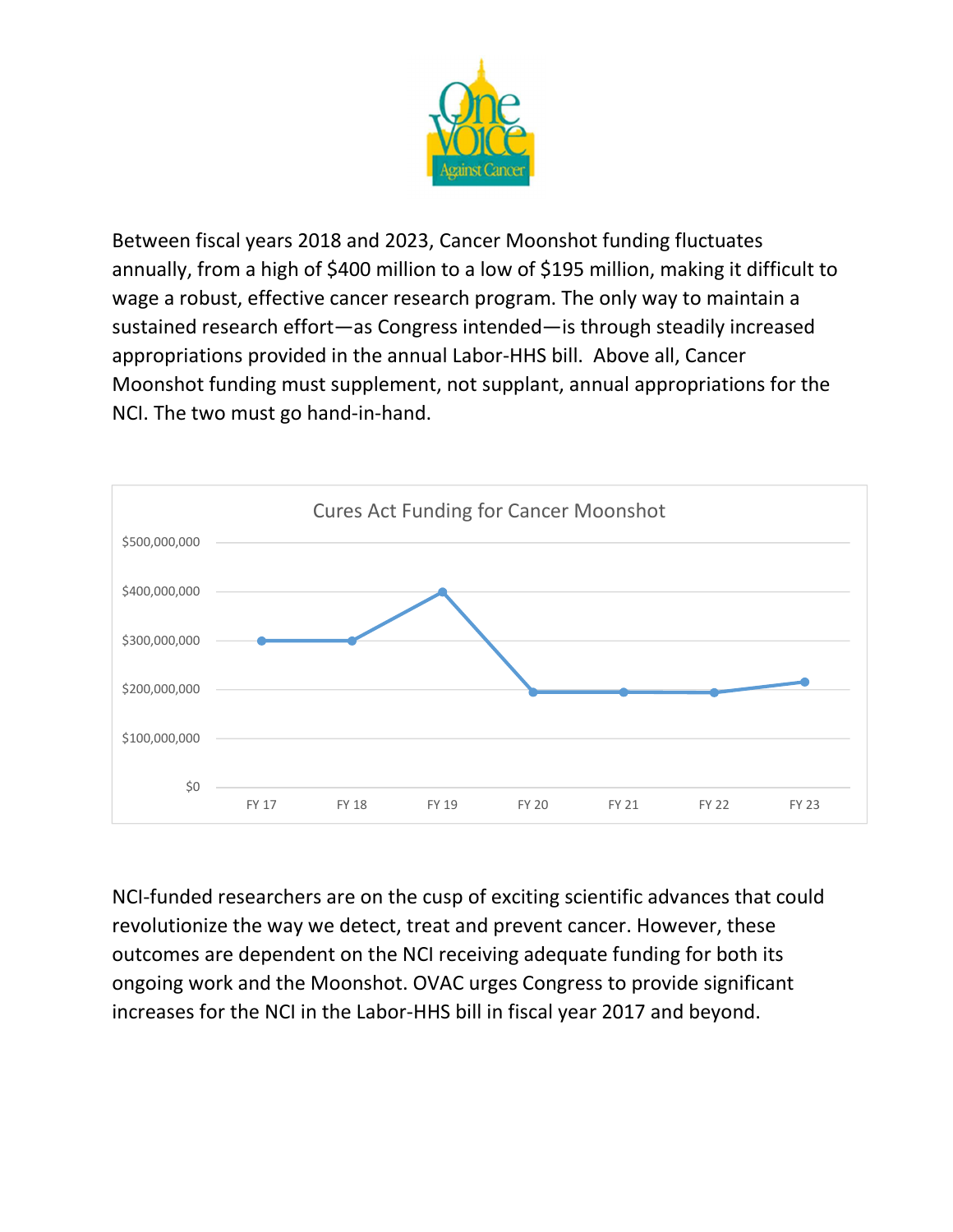One Voice Against Cancer

Between fiscal years 2018 and 2023, Cancer Moonshot funding fluctuates annually, from a high of $400 million to a low of $195 million, making it difficult to wage a robust, effective cancer research program. The only way to maintain a sustained research effort—as Congress intended—is through steadily increased appropriations provided in the annual Labor-HHS bill. Above all, Cancer Moonshot funding must supplement, not supplant, annual appropriations for the NCI. The two must go hand-in-hand.

Cures Act Funding for Cancer Moonshot

$500,000,000
$400,000,000
$300,000,000
$200,000,000
$100,000,000
$0

FY 17
FY 18
FY 19
FY 20
FY 21
FY 22
FY 23

NCI-funded researchers are on the cusp of exciting scientific advances that could revolutionize the way we detect, treat and prevent cancer. However, these outcomes are dependent on the NCI receiving adequate funding for both its ongoing work and the Moonshot. OVAC urges Congress to provide significant increases for the NCI in the Labor-HHS bill in fiscal year 2017 and beyond.